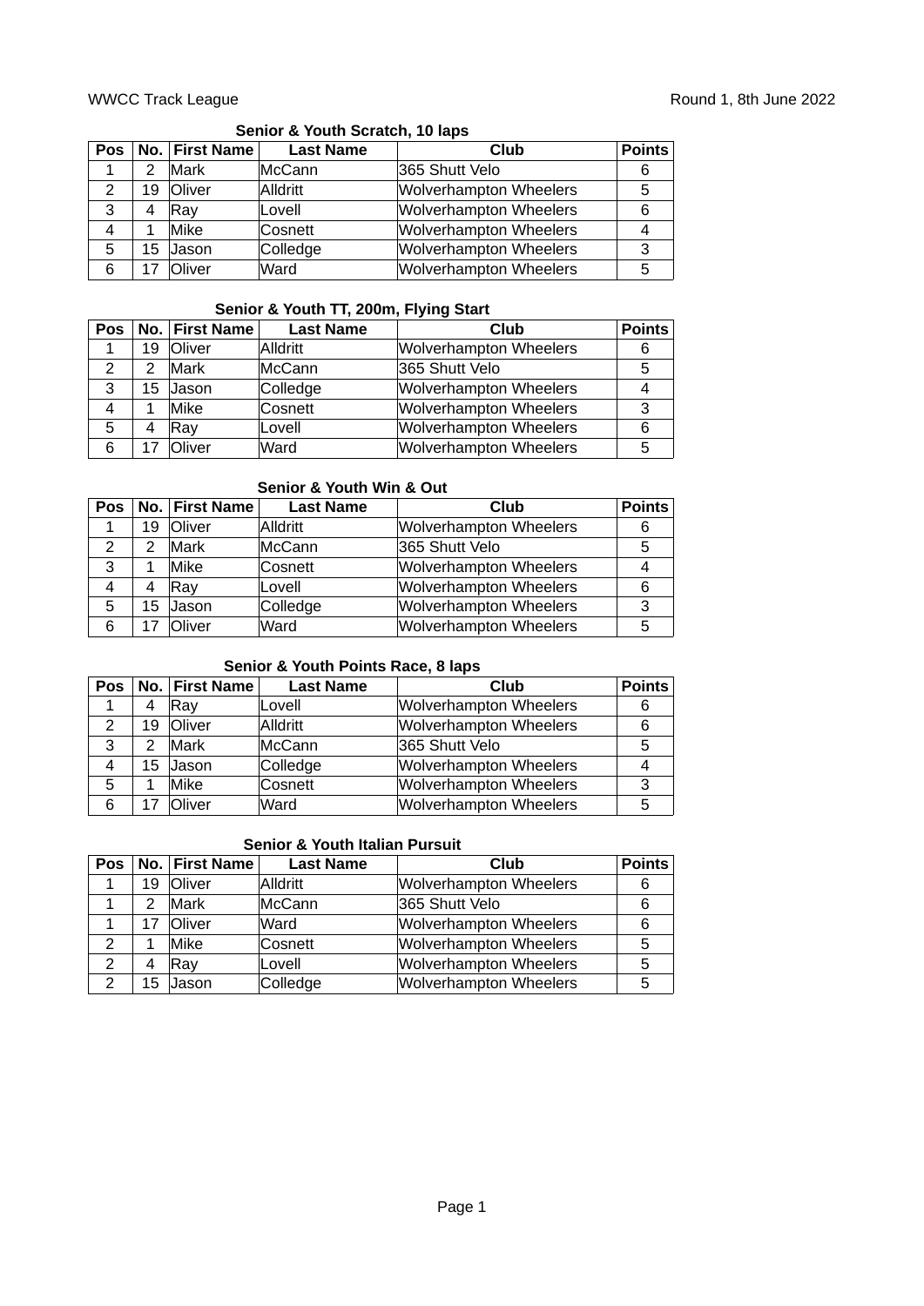WWCC Track League

Round 1, 8th June 2022

### Senior & Youth Scratch, 10 laps

| Pos | No. | First Name | Last Name | Club | Points |
|---|---|---|---|---|---|
| 1 | 2 | Mark | McCann | 365 Shutt Velo | 6 |
| 2 | 19 | Oliver | Alldritt | Wolverhampton Wheelers | 5 |
| 3 | 4 | Ray | Lovell | Wolverhampton Wheelers | 6 |
| 4 | 1 | Mike | Cosnett | Wolverhampton Wheelers | 4 |
| 5 | 15 | Jason | Colledge | Wolverhampton Wheelers | 3 |
| 6 | 17 | Oliver | Ward | Wolverhampton Wheelers | 5 |

### Senior & Youth TT, 200m, Flying Start

| Pos | No. | First Name | Last Name | Club | Points |
|---|---|---|---|---|---|
| 1 | 19 | Oliver | Alldritt | Wolverhampton Wheelers | 6 |
| 2 | 2 | Mark | McCann | 365 Shutt Velo | 5 |
| 3 | 15 | Jason | Colledge | Wolverhampton Wheelers | 4 |
| 4 | 1 | Mike | Cosnett | Wolverhampton Wheelers | 3 |
| 5 | 4 | Ray | Lovell | Wolverhampton Wheelers | 6 |
| 6 | 17 | Oliver | Ward | Wolverhampton Wheelers | 5 |

### Senior & Youth Win & Out

| Pos | No. | First Name | Last Name | Club | Points |
|---|---|---|---|---|---|
| 1 | 19 | Oliver | Alldritt | Wolverhampton Wheelers | 6 |
| 2 | 2 | Mark | McCann | 365 Shutt Velo | 5 |
| 3 | 1 | Mike | Cosnett | Wolverhampton Wheelers | 4 |
| 4 | 4 | Ray | Lovell | Wolverhampton Wheelers | 6 |
| 5 | 15 | Jason | Colledge | Wolverhampton Wheelers | 3 |
| 6 | 17 | Oliver | Ward | Wolverhampton Wheelers | 5 |

### Senior & Youth Points Race, 8 laps

| Pos | No. | First Name | Last Name | Club | Points |
|---|---|---|---|---|---|
| 1 | 4 | Ray | Lovell | Wolverhampton Wheelers | 6 |
| 2 | 19 | Oliver | Alldritt | Wolverhampton Wheelers | 6 |
| 3 | 2 | Mark | McCann | 365 Shutt Velo | 5 |
| 4 | 15 | Jason | Colledge | Wolverhampton Wheelers | 4 |
| 5 | 1 | Mike | Cosnett | Wolverhampton Wheelers | 3 |
| 6 | 17 | Oliver | Ward | Wolverhampton Wheelers | 5 |

### Senior & Youth Italian Pursuit

| Pos | No. | First Name | Last Name | Club | Points |
|---|---|---|---|---|---|
| 1 | 19 | Oliver | Alldritt | Wolverhampton Wheelers | 6 |
| 1 | 2 | Mark | McCann | 365 Shutt Velo | 6 |
| 1 | 17 | Oliver | Ward | Wolverhampton Wheelers | 6 |
| 2 | 1 | Mike | Cosnett | Wolverhampton Wheelers | 5 |
| 2 | 4 | Ray | Lovell | Wolverhampton Wheelers | 5 |
| 2 | 15 | Jason | Colledge | Wolverhampton Wheelers | 5 |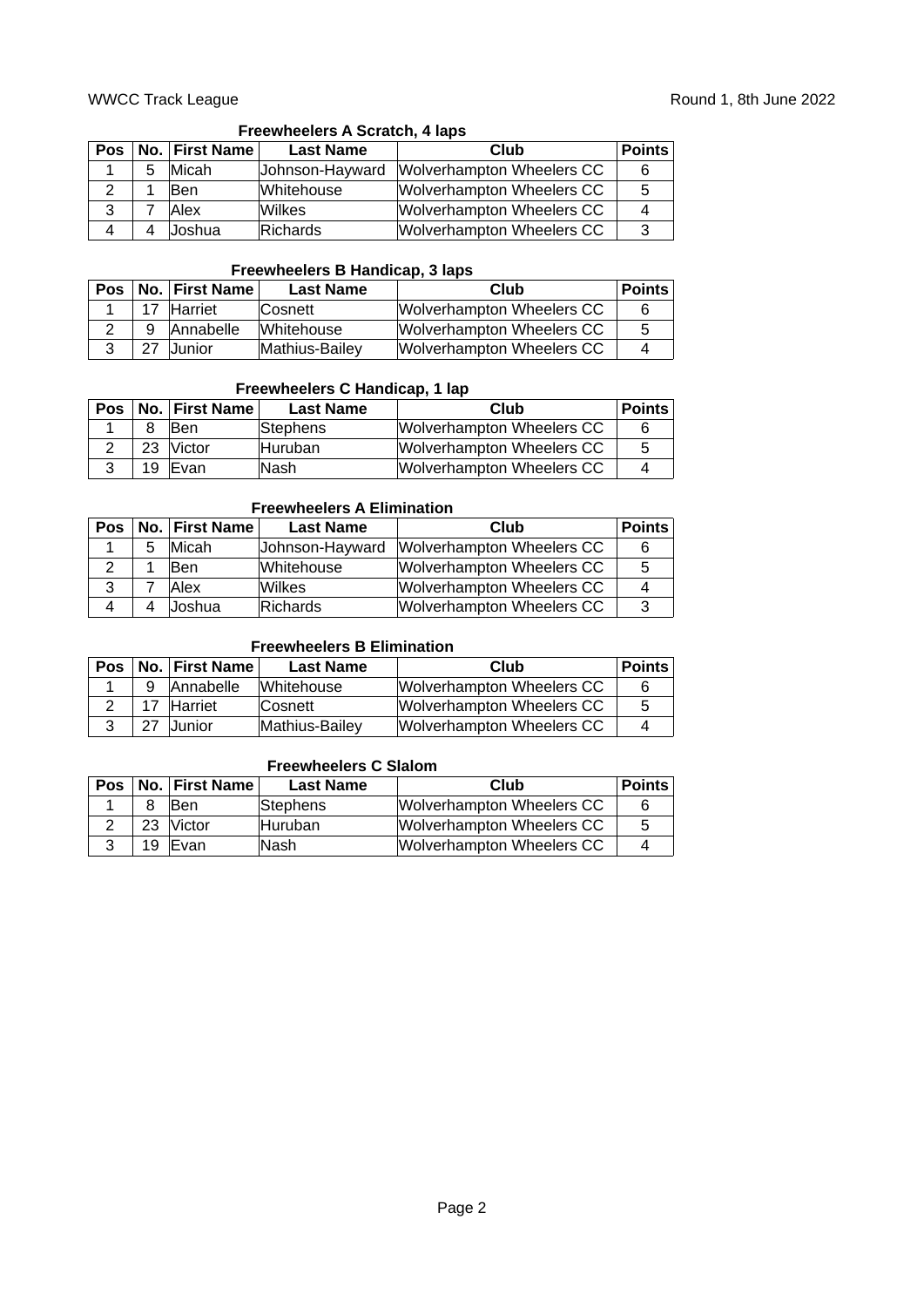### Freewheelers A Scratch, 4 laps

| Pos | No. | First Name | Last Name | Club | Points |
|---|---|---|---|---|---|
| 1 | 5 | Micah | Johnson-Hayward | Wolverhampton Wheelers CC | 6 |
| 2 | 1 | Ben | Whitehouse | Wolverhampton Wheelers CC | 5 |
| 3 | 7 | Alex | Wilkes | Wolverhampton Wheelers CC | 4 |
| 4 | 4 | Joshua | Richards | Wolverhampton Wheelers CC | 3 |

### Freewheelers B Handicap, 3 laps

| Pos | No. | First Name | Last Name | Club | Points |
|---|---|---|---|---|---|
| 1 | 17 | Harriet | Cosnett | Wolverhampton Wheelers CC | 6 |
| 2 | 9 | Annabelle | Whitehouse | Wolverhampton Wheelers CC | 5 |
| 3 | 27 | Junior | Mathius-Bailey | Wolverhampton Wheelers CC | 4 |

### Freewheelers C Handicap, 1 lap

| Pos | No. | First Name | Last Name | Club | Points |
|---|---|---|---|---|---|
| 1 | 8 | Ben | Stephens | Wolverhampton Wheelers CC | 6 |
| 2 | 23 | Victor | Huruban | Wolverhampton Wheelers CC | 5 |
| 3 | 19 | Evan | Nash | Wolverhampton Wheelers CC | 4 |

### Freewheelers A Elimination

| Pos | No. | First Name | Last Name | Club | Points |
|---|---|---|---|---|---|
| 1 | 5 | Micah | Johnson-Hayward | Wolverhampton Wheelers CC | 6 |
| 2 | 1 | Ben | Whitehouse | Wolverhampton Wheelers CC | 5 |
| 3 | 7 | Alex | Wilkes | Wolverhampton Wheelers CC | 4 |
| 4 | 4 | Joshua | Richards | Wolverhampton Wheelers CC | 3 |

### Freewheelers B Elimination

| Pos | No. | First Name | Last Name | Club | Points |
|---|---|---|---|---|---|
| 1 | 9 | Annabelle | Whitehouse | Wolverhampton Wheelers CC | 6 |
| 2 | 17 | Harriet | Cosnett | Wolverhampton Wheelers CC | 5 |
| 3 | 27 | Junior | Mathius-Bailey | Wolverhampton Wheelers CC | 4 |

### Freewheelers C Slalom

| Pos | No. | First Name | Last Name | Club | Points |
|---|---|---|---|---|---|
| 1 | 8 | Ben | Stephens | Wolverhampton Wheelers CC | 6 |
| 2 | 23 | Victor | Huruban | Wolverhampton Wheelers CC | 5 |
| 3 | 19 | Evan | Nash | Wolverhampton Wheelers CC | 4 |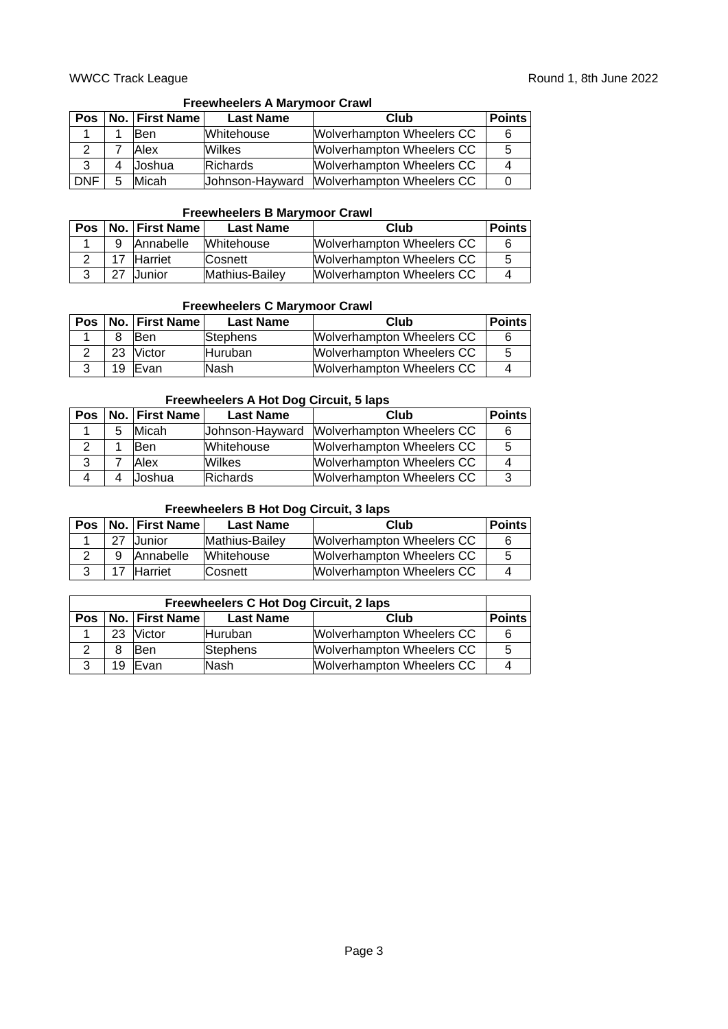### Freewheelers A Marymoor Crawl

| Pos | No. | First Name | Last Name | Club | Points |
|---|---|---|---|---|---|
| 1 | 1 | Ben | Whitehouse | Wolverhampton Wheelers CC | 6 |
| 2 | 7 | Alex | Wilkes | Wolverhampton Wheelers CC | 5 |
| 3 | 4 | Joshua | Richards | Wolverhampton Wheelers CC | 4 |
| DNF | 5 | Micah | Johnson-Hayward | Wolverhampton Wheelers CC | 0 |

### Freewheelers B Marymoor Crawl

| Pos | No. | First Name | Last Name | Club | Points |
|---|---|---|---|---|---|
| 1 | 9 | Annabelle | Whitehouse | Wolverhampton Wheelers CC | 6 |
| 2 | 17 | Harriet | Cosnett | Wolverhampton Wheelers CC | 5 |
| 3 | 27 | Junior | Mathius-Bailey | Wolverhampton Wheelers CC | 4 |

### Freewheelers C Marymoor Crawl

| Pos | No. | First Name | Last Name | Club | Points |
|---|---|---|---|---|---|
| 1 | 8 | Ben | Stephens | Wolverhampton Wheelers CC | 6 |
| 2 | 23 | Victor | Huruban | Wolverhampton Wheelers CC | 5 |
| 3 | 19 | Evan | Nash | Wolverhampton Wheelers CC | 4 |

### Freewheelers A Hot Dog Circuit, 5 laps

| Pos | No. | First Name | Last Name | Club | Points |
|---|---|---|---|---|---|
| 1 | 5 | Micah | Johnson-Hayward | Wolverhampton Wheelers CC | 6 |
| 2 | 1 | Ben | Whitehouse | Wolverhampton Wheelers CC | 5 |
| 3 | 7 | Alex | Wilkes | Wolverhampton Wheelers CC | 4 |
| 4 | 4 | Joshua | Richards | Wolverhampton Wheelers CC | 3 |

### Freewheelers B Hot Dog Circuit, 3 laps

| Pos | No. | First Name | Last Name | Club | Points |
|---|---|---|---|---|---|
| 1 | 27 | Junior | Mathius-Bailey | Wolverhampton Wheelers CC | 6 |
| 2 | 9 | Annabelle | Whitehouse | Wolverhampton Wheelers CC | 5 |
| 3 | 17 | Harriet | Cosnett | Wolverhampton Wheelers CC | 4 |

### Freewheelers C Hot Dog Circuit, 2 laps

| Pos | No. | First Name | Last Name | Club | Points |
|---|---|---|---|---|---|
| 1 | 23 | Victor | Huruban | Wolverhampton Wheelers CC | 6 |
| 2 | 8 | Ben | Stephens | Wolverhampton Wheelers CC | 5 |
| 3 | 19 | Evan | Nash | Wolverhampton Wheelers CC | 4 |